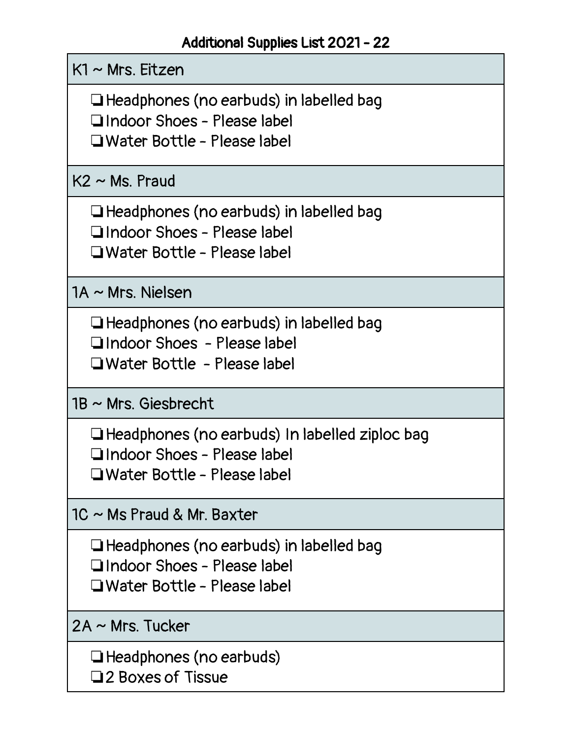# Additional Supplies List 2021 - 22

## K1 ~ Mrs. Eitzen

- ❏ Headphones (no earbuds) in labelled bag
- ❏ Indoor Shoes - Please label
- ❏ Water Bottle - Please label

## K2 ~ Ms. Praud

- ❏ Headphones (no earbuds) in labelled bag
- ❏ Indoor Shoes - Please label
- ❏ Water Bottle - Please label

## 1A ~ Mrs. Nielsen

- ❏ Headphones (no earbuds) in labelled bag
- ❏ Indoor Shoes - Please label
- ❏ Water Bottle - Please label

## 1B ~ Mrs. Giesbrecht

- ❏ Headphones (no earbuds) In labelled ziploc bag
- ❏ Indoor Shoes - Please label
- ❏ Water Bottle - Please label

## 1C ~ Ms Praud & Mr. Baxter

- ❏ Headphones (no earbuds) in labelled bag
- ❏ Indoor Shoes - Please label
- ❏ Water Bottle - Please label

## 2A ~ Mrs. Tucker

- ❏ Headphones (no earbuds)
- ❏ 2 Boxes of Tissue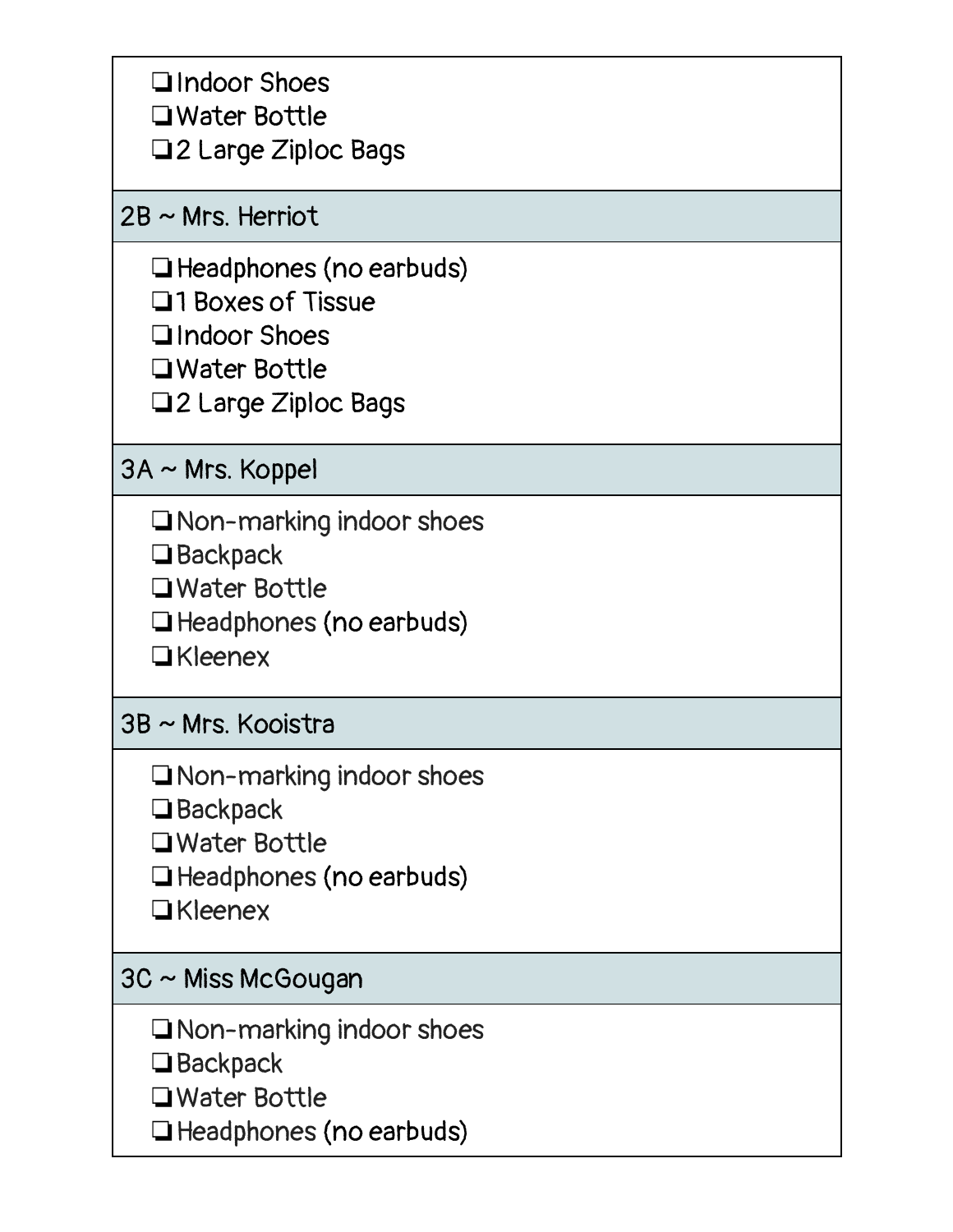- ❑ Indoor Shoes
- ❑ Water Bottle
- ❑ 2 Large Ziploc Bags

## 2B ~ Mrs. Herriot

- ❑ Headphones (no earbuds)
- ❑ 1 Boxes of Tissue
- ❑ Indoor Shoes
- ❑ Water Bottle
- ❑ 2 Large Ziploc Bags

## 3A ~ Mrs. Koppel

- ❑ Non-marking indoor shoes
- ❑ Backpack
- ❑ Water Bottle
- ❑ Headphones (no earbuds)
- ❑ Kleenex

## 3B ~ Mrs. Kooistra

- ❑ Non-marking indoor shoes
- ❑ Backpack
- ❑ Water Bottle
- ❑ Headphones (no earbuds)
- ❑ Kleenex

## 3C ~ Miss McGougan

- ❑ Non-marking indoor shoes
- ❑ Backpack
- ❑ Water Bottle
- ❑ Headphones (no earbuds)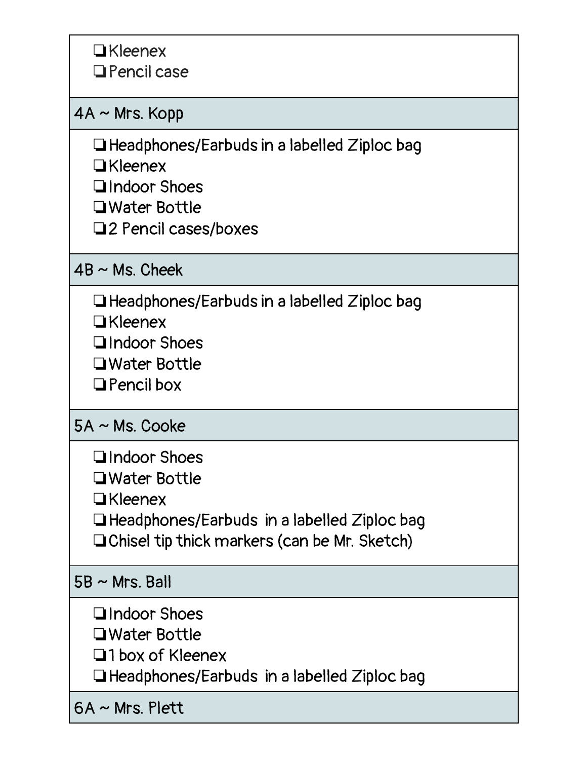- ❏ Kleenex
- ❏ Pencil case

## 4A ~ Mrs. Kopp

- ❏ Headphones/Earbuds in a labelled Ziploc bag
- ❏ Kleenex
- ❏ Indoor Shoes
- ❏ Water Bottle
- ❏ 2 Pencil cases/boxes

## 4B ~ Ms. Cheek

- ❏ Headphones/Earbuds in a labelled Ziploc bag
- ❏ Kleenex
- ❏ Indoor Shoes
- ❏ Water Bottle
- ❏ Pencil box

## 5A ~ Ms. Cooke

- ❏ Indoor Shoes
- ❏ Water Bottle
- ❏ Kleenex
- ❏ Headphones/Earbuds in a labelled Ziploc bag
- ❏ Chisel tip thick markers (can be Mr. Sketch)

## 5B ~ Mrs. Ball

- ❏ Indoor Shoes
- ❏ Water Bottle
- ❏ 1 box of Kleenex
- ❏ Headphones/Earbuds in a labelled Ziploc bag

## 6A ~ Mrs. Plett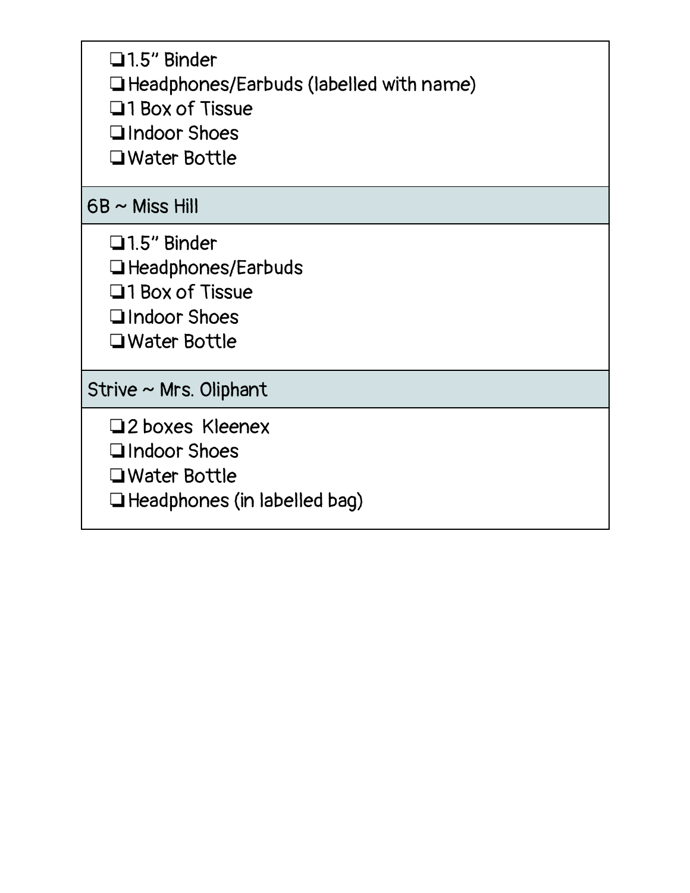- ❑ 1.5" Binder
- ❑ Headphones/Earbuds (labelled with name)
- ❑ 1 Box of Tissue
- ❑ Indoor Shoes
- ❑ Water Bottle

### 6B ~ Miss Hill

- ❑ 1.5" Binder
- ❑ Headphones/Earbuds
- ❑ 1 Box of Tissue
- ❑ Indoor Shoes
- ❑ Water Bottle

### Strive ~ Mrs. Oliphant

- ❑ 2 boxes Kleenex
- ❑ Indoor Shoes
- ❑ Water Bottle
- ❑ Headphones (in labelled bag)